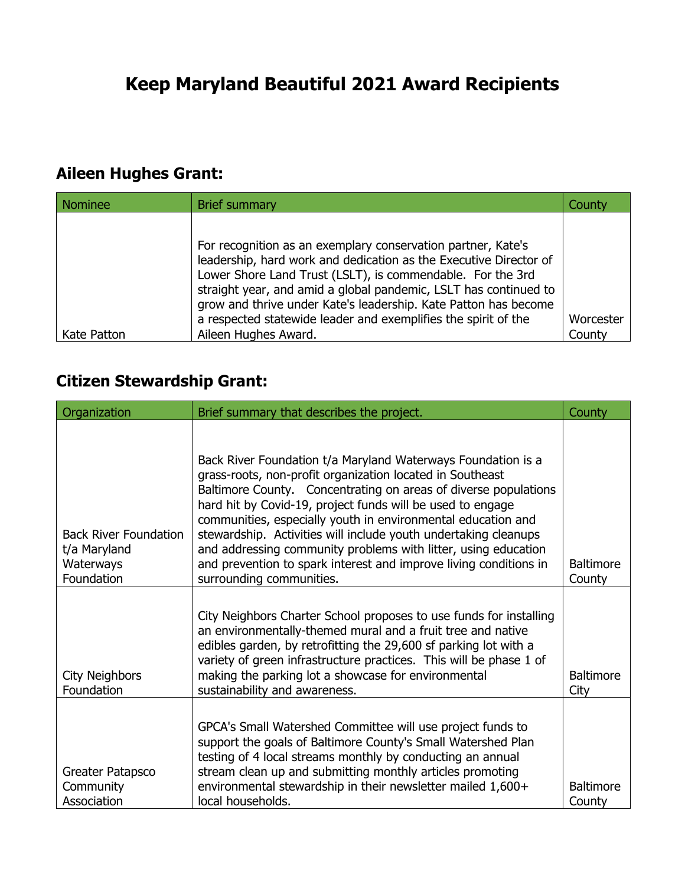# Keep Maryland Beautiful 2021 Award Recipients

## Aileen Hughes Grant:

| Nominee | Brief summary | County |
|---|---|---|
| Kate Patton | For recognition as an exemplary conservation partner, Kate's leadership, hard work and dedication as the Executive Director of Lower Shore Land Trust (LSLT), is commendable. For the 3rd straight year, and amid a global pandemic, LSLT has continued to grow and thrive under Kate's leadership. Kate Patton has become a respected statewide leader and exemplifies the spirit of the Aileen Hughes Award. | Worcester County |

## Citizen Stewardship Grant:

| Organization | Brief summary that describes the project. | County |
|---|---|---|
| Back River Foundation t/a Maryland Waterways Foundation | Back River Foundation t/a Maryland Waterways Foundation is a grass-roots, non-profit organization located in Southeast Baltimore County. Concentrating on areas of diverse populations hard hit by Covid-19, project funds will be used to engage communities, especially youth in environmental education and stewardship. Activities will include youth undertaking cleanups and addressing community problems with litter, using education and prevention to spark interest and improve living conditions in surrounding communities. | Baltimore County |
| City Neighbors Foundation | City Neighbors Charter School proposes to use funds for installing an environmentally-themed mural and a fruit tree and native edibles garden, by retrofitting the 29,600 sf parking lot with a variety of green infrastructure practices. This will be phase 1 of making the parking lot a showcase for environmental sustainability and awareness. | Baltimore City |
| Greater Patapsco Community Association | GPCA's Small Watershed Committee will use project funds to support the goals of Baltimore County's Small Watershed Plan testing of 4 local streams monthly by conducting an annual stream clean up and submitting monthly articles promoting environmental stewardship in their newsletter mailed 1,600+ local households. | Baltimore County |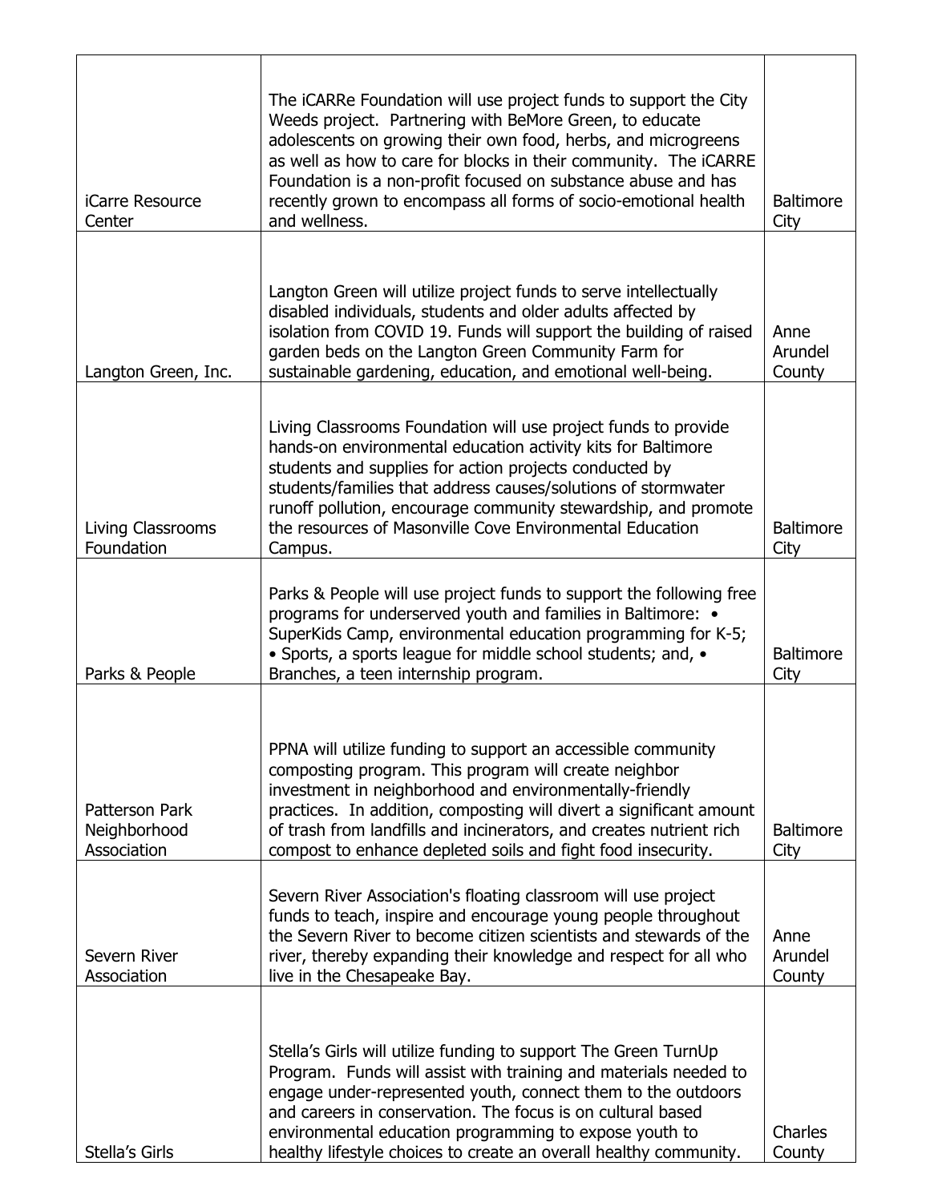| | | |
|---|---|---|
| iCarre Resource Center | The iCARRe Foundation will use project funds to support the City Weeds project. Partnering with BeMore Green, to educate adolescents on growing their own food, herbs, and microgreens as well as how to care for blocks in their community. The iCARRE Foundation is a non-profit focused on substance abuse and has recently grown to encompass all forms of socio-emotional health and wellness. | Baltimore City |
| Langton Green, Inc. | Langton Green will utilize project funds to serve intellectually disabled individuals, students and older adults affected by isolation from COVID 19. Funds will support the building of raised garden beds on the Langton Green Community Farm for sustainable gardening, education, and emotional well-being. | Anne Arundel County |
| Living Classrooms Foundation | Living Classrooms Foundation will use project funds to provide hands-on environmental education activity kits for Baltimore students and supplies for action projects conducted by students/families that address causes/solutions of stormwater runoff pollution, encourage community stewardship, and promote the resources of Masonville Cove Environmental Education Campus. | Baltimore City |
| Parks & People | Parks & People will use project funds to support the following free programs for underserved youth and families in Baltimore: • SuperKids Camp, environmental education programming for K-5; • Sports, a sports league for middle school students; and, • Branches, a teen internship program. | Baltimore City |
| Patterson Park Neighborhood Association | PPNA will utilize funding to support an accessible community composting program. This program will create neighbor investment in neighborhood and environmentally-friendly practices. In addition, composting will divert a significant amount of trash from landfills and incinerators, and creates nutrient rich compost to enhance depleted soils and fight food insecurity. | Baltimore City |
| Severn River Association | Severn River Association's floating classroom will use project funds to teach, inspire and encourage young people throughout the Severn River to become citizen scientists and stewards of the river, thereby expanding their knowledge and respect for all who live in the Chesapeake Bay. | Anne Arundel County |
| Stella's Girls | Stella's Girls will utilize funding to support The Green TurnUp Program. Funds will assist with training and materials needed to engage under-represented youth, connect them to the outdoors and careers in conservation. The focus is on cultural based environmental education programming to expose youth to healthy lifestyle choices to create an overall healthy community. | Charles County |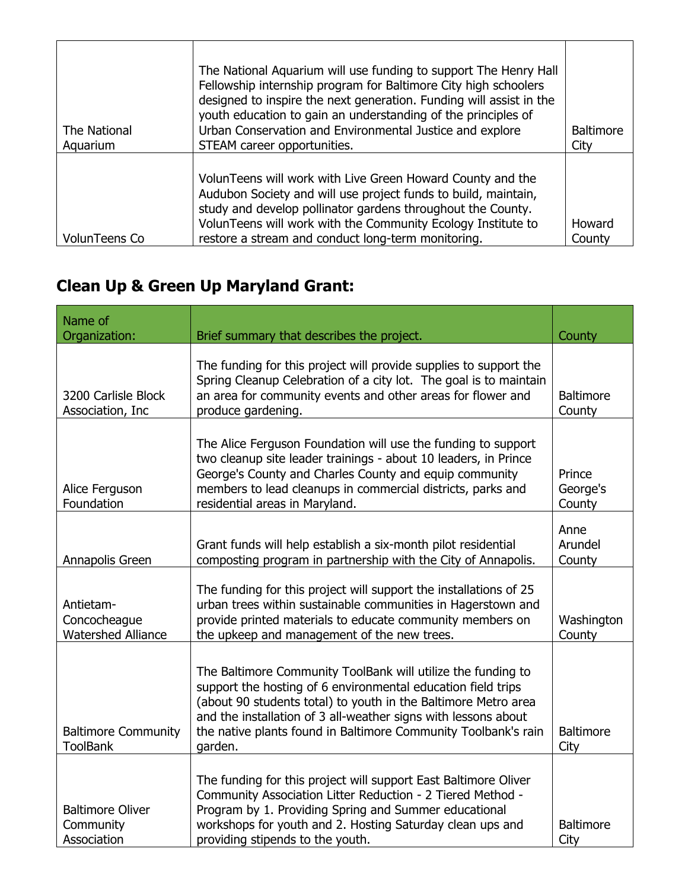| | | |
|---|---|---|
| The National Aquarium | The National Aquarium will use funding to support The Henry Hall Fellowship internship program for Baltimore City high schoolers designed to inspire the next generation. Funding will assist in the youth education to gain an understanding of the principles of Urban Conservation and Environmental Justice and explore STEAM career opportunities. | Baltimore City |
| VolunTeens Co | VolunTeens will work with Live Green Howard County and the Audubon Society and will use project funds to build, maintain, study and develop pollinator gardens throughout the County. VolunTeens will work with the Community Ecology Institute to restore a stream and conduct long-term monitoring. | Howard County |

## Clean Up & Green Up Maryland Grant:

| Name of Organization: | Brief summary that describes the project. | County |
|---|---|---|
| 3200 Carlisle Block Association, Inc | The funding for this project will provide supplies to support the Spring Cleanup Celebration of a city lot. The goal is to maintain an area for community events and other areas for flower and produce gardening. | Baltimore County |
| Alice Ferguson Foundation | The Alice Ferguson Foundation will use the funding to support two cleanup site leader trainings - about 10 leaders, in Prince George's County and Charles County and equip community members to lead cleanups in commercial districts, parks and residential areas in Maryland. | Prince George's County |
| Annapolis Green | Grant funds will help establish a six-month pilot residential composting program in partnership with the City of Annapolis. | Anne Arundel County |
| Antietam-Concocheague Watershed Alliance | The funding for this project will support the installations of 25 urban trees within sustainable communities in Hagerstown and provide printed materials to educate community members on the upkeep and management of the new trees. | Washington County |
| Baltimore Community ToolBank | The Baltimore Community ToolBank will utilize the funding to support the hosting of 6 environmental education field trips (about 90 students total) to youth in the Baltimore Metro area and the installation of 3 all-weather signs with lessons about the native plants found in Baltimore Community Toolbank's rain garden. | Baltimore City |
| Baltimore Oliver Community Association | The funding for this project will support East Baltimore Oliver Community Association Litter Reduction - 2 Tiered Method - Program by 1. Providing Spring and Summer educational workshops for youth and 2. Hosting Saturday clean ups and providing stipends to the youth. | Baltimore City |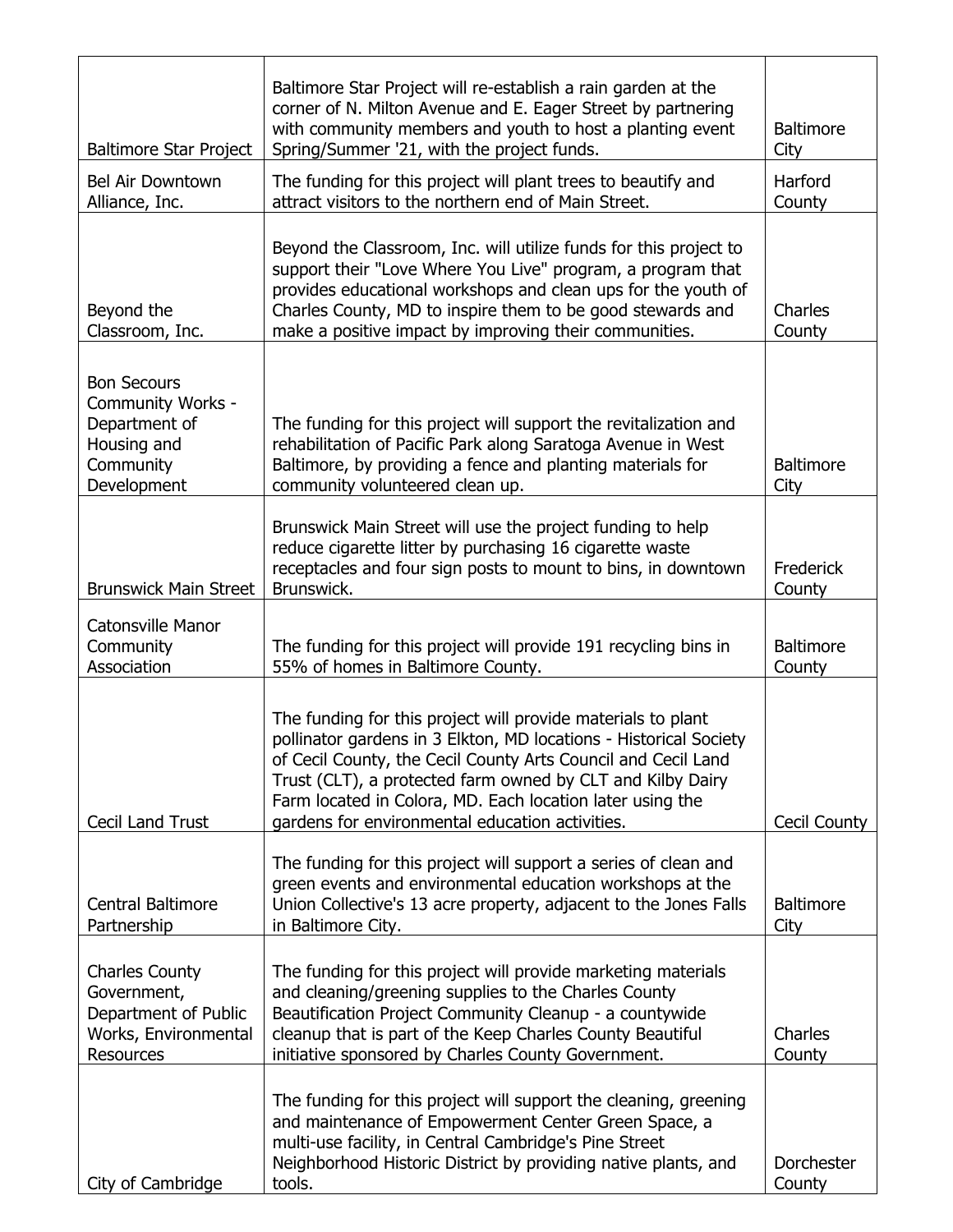| | | |
|---|---|---|
| Baltimore Star Project | Baltimore Star Project will re-establish a rain garden at the corner of N. Milton Avenue and E. Eager Street by partnering with community members and youth to host a planting event Spring/Summer '21, with the project funds. | Baltimore City |
| Bel Air Downtown Alliance, Inc. | The funding for this project will plant trees to beautify and attract visitors to the northern end of Main Street. | Harford County |
| Beyond the Classroom, Inc. | Beyond the Classroom, Inc. will utilize funds for this project to support their "Love Where You Live" program, a program that provides educational workshops and clean ups for the youth of Charles County, MD to inspire them to be good stewards and make a positive impact by improving their communities. | Charles County |
| Bon Secours Community Works - Department of Housing and Community Development | The funding for this project will support the revitalization and rehabilitation of Pacific Park along Saratoga Avenue in West Baltimore, by providing a fence and planting materials for community volunteered clean up. | Baltimore City |
| Brunswick Main Street | Brunswick Main Street will use the project funding to help reduce cigarette litter by purchasing 16 cigarette waste receptacles and four sign posts to mount to bins, in downtown Brunswick. | Frederick County |
| Catonsville Manor Community Association | The funding for this project will provide 191 recycling bins in 55% of homes in Baltimore County. | Baltimore County |
| Cecil Land Trust | The funding for this project will provide materials to plant pollinator gardens in 3 Elkton, MD locations - Historical Society of Cecil County, the Cecil County Arts Council and Cecil Land Trust (CLT), a protected farm owned by CLT and Kilby Dairy Farm located in Colora, MD. Each location later using the gardens for environmental education activities. | Cecil County |
| Central Baltimore Partnership | The funding for this project will support a series of clean and green events and environmental education workshops at the Union Collective's 13 acre property, adjacent to the Jones Falls in Baltimore City. | Baltimore City |
| Charles County Government, Department of Public Works, Environmental Resources | The funding for this project will provide marketing materials and cleaning/greening supplies to the Charles County Beautification Project Community Cleanup - a countywide cleanup that is part of the Keep Charles County Beautiful initiative sponsored by Charles County Government. | Charles County |
| City of Cambridge | The funding for this project will support the cleaning, greening and maintenance of Empowerment Center Green Space, a multi-use facility, in Central Cambridge's Pine Street Neighborhood Historic District by providing native plants, and tools. | Dorchester County |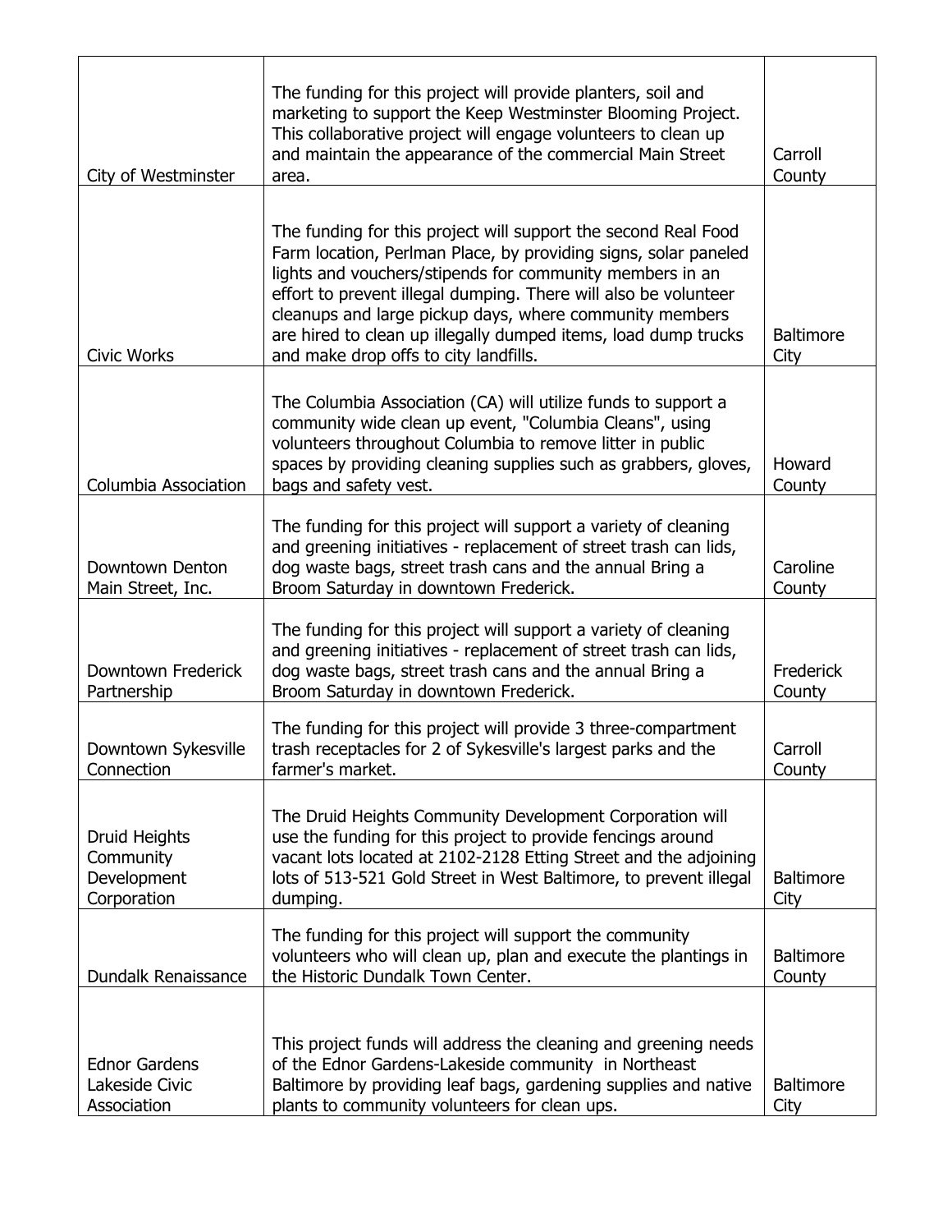| | | |
|---|---|---|
| City of Westminster | The funding for this project will provide planters, soil and marketing to support the Keep Westminster Blooming Project. This collaborative project will engage volunteers to clean up and maintain the appearance of the commercial Main Street area. | Carroll County |
| Civic Works | The funding for this project will support the second Real Food Farm location, Perlman Place, by providing signs, solar paneled lights and vouchers/stipends for community members in an effort to prevent illegal dumping. There will also be volunteer cleanups and large pickup days, where community members are hired to clean up illegally dumped items, load dump trucks and make drop offs to city landfills. | Baltimore City |
| Columbia Association | The Columbia Association (CA) will utilize funds to support a community wide clean up event, "Columbia Cleans", using volunteers throughout Columbia to remove litter in public spaces by providing cleaning supplies such as grabbers, gloves, bags and safety vest. | Howard County |
| Downtown Denton Main Street, Inc. | The funding for this project will support a variety of cleaning and greening initiatives - replacement of street trash can lids, dog waste bags, street trash cans and the annual Bring a Broom Saturday in downtown Frederick. | Caroline County |
| Downtown Frederick Partnership | The funding for this project will support a variety of cleaning and greening initiatives - replacement of street trash can lids, dog waste bags, street trash cans and the annual Bring a Broom Saturday in downtown Frederick. | Frederick County |
| Downtown Sykesville Connection | The funding for this project will provide 3 three-compartment trash receptacles for 2 of Sykesville's largest parks and the farmer's market. | Carroll County |
| Druid Heights Community Development Corporation | The Druid Heights Community Development Corporation will use the funding for this project to provide fencings around vacant lots located at 2102-2128 Etting Street and the adjoining lots of 513-521 Gold Street in West Baltimore, to prevent illegal dumping. | Baltimore City |
| Dundalk Renaissance | The funding for this project will support the community volunteers who will clean up, plan and execute the plantings in the Historic Dundalk Town Center. | Baltimore County |
| Ednor Gardens Lakeside Civic Association | This project funds will address the cleaning and greening needs of the Ednor Gardens-Lakeside community in Northeast Baltimore by providing leaf bags, gardening supplies and native plants to community volunteers for clean ups. | Baltimore City |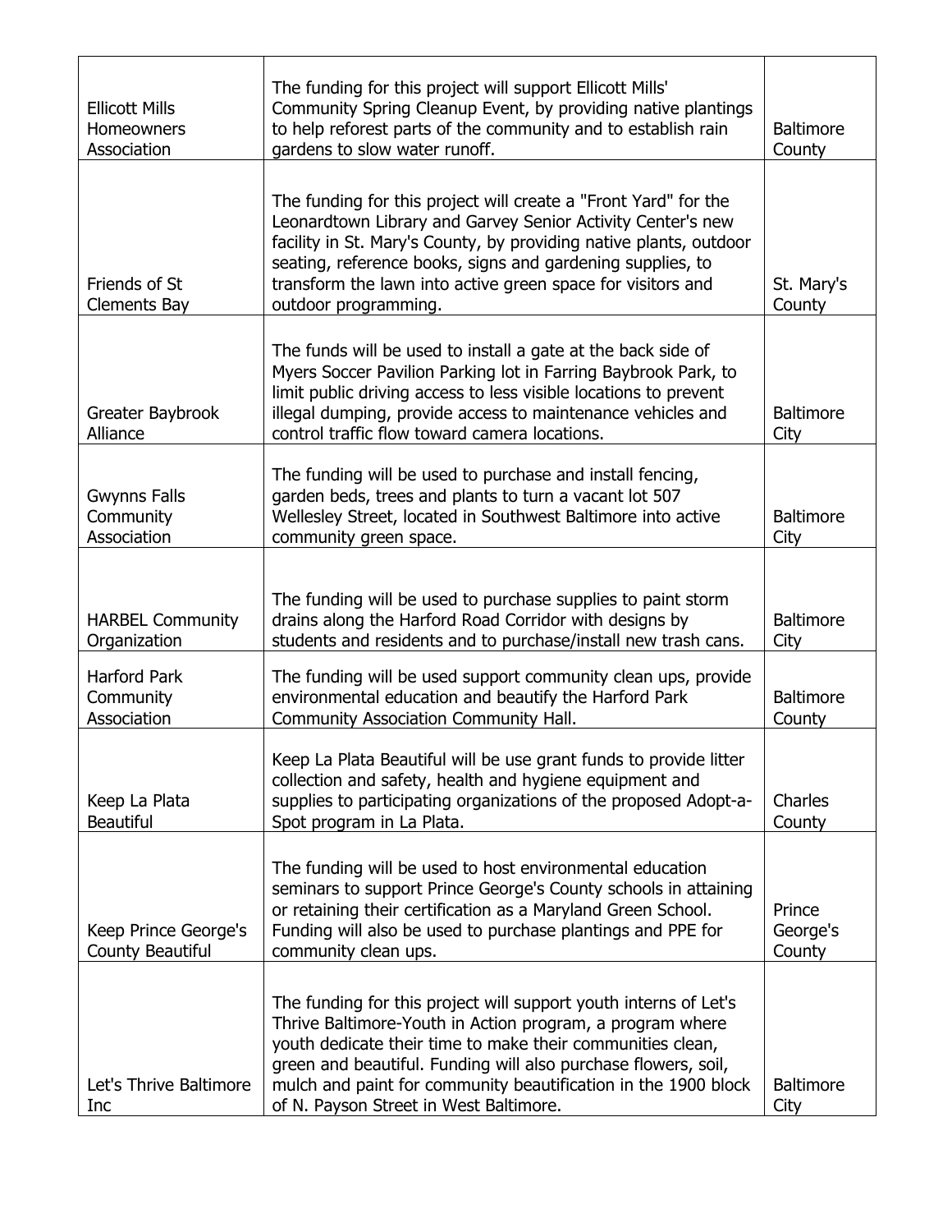| | | |
|---|---|---|
| Ellicott Mills Homeowners Association | The funding for this project will support Ellicott Mills' Community Spring Cleanup Event, by providing native plantings to help reforest parts of the community and to establish rain gardens to slow water runoff. | Baltimore County |
| Friends of St Clements Bay | The funding for this project will create a "Front Yard" for the Leonardtown Library and Garvey Senior Activity Center's new facility in St. Mary's County, by providing native plants, outdoor seating, reference books, signs and gardening supplies, to transform the lawn into active green space for visitors and outdoor programming. | St. Mary's County |
| Greater Baybrook Alliance | The funds will be used to install a gate at the back side of Myers Soccer Pavilion Parking lot in Farring Baybrook Park, to limit public driving access to less visible locations to prevent illegal dumping, provide access to maintenance vehicles and control traffic flow toward camera locations. | Baltimore City |
| Gwynns Falls Community Association | The funding will be used to purchase and install fencing, garden beds, trees and plants to turn a vacant lot 507 Wellesley Street, located in Southwest Baltimore into active community green space. | Baltimore City |
| HARBEL Community Organization | The funding will be used to purchase supplies to paint storm drains along the Harford Road Corridor with designs by students and residents and to purchase/install new trash cans. | Baltimore City |
| Harford Park Community Association | The funding will be used support community clean ups, provide environmental education and beautify the Harford Park Community Association Community Hall. | Baltimore County |
| Keep La Plata Beautiful | Keep La Plata Beautiful will be use grant funds to provide litter collection and safety, health and hygiene equipment and supplies to participating organizations of the proposed Adopt-a-Spot program in La Plata. | Charles County |
| Keep Prince George's County Beautiful | The funding will be used to host environmental education seminars to support Prince George's County schools in attaining or retaining their certification as a Maryland Green School. Funding will also be used to purchase plantings and PPE for community clean ups. | Prince George's County |
| Let's Thrive Baltimore Inc | The funding for this project will support youth interns of Let's Thrive Baltimore-Youth in Action program, a program where youth dedicate their time to make their communities clean, green and beautiful. Funding will also purchase flowers, soil, mulch and paint for community beautification in the 1900 block of N. Payson Street in West Baltimore. | Baltimore City |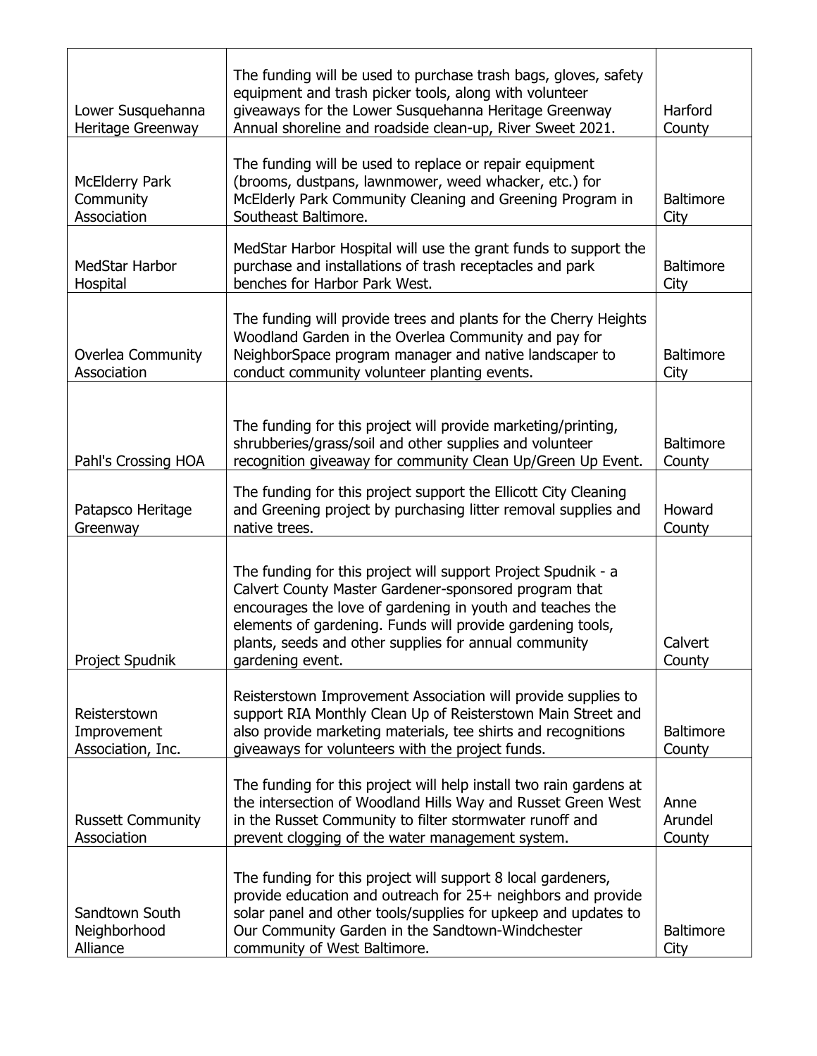| Lower Susquehanna Heritage Greenway | The funding will be used to purchase trash bags, gloves, safety equipment and trash picker tools, along with volunteer giveaways for the Lower Susquehanna Heritage Greenway Annual shoreline and roadside clean-up, River Sweet 2021. | Harford County |
|---|---|---|
| McElderry Park Community Association | The funding will be used to replace or repair equipment (brooms, dustpans, lawnmower, weed whacker, etc.) for McElderly Park Community Cleaning and Greening Program in Southeast Baltimore. | Baltimore City |
| MedStar Harbor Hospital | MedStar Harbor Hospital will use the grant funds to support the purchase and installations of trash receptacles and park benches for Harbor Park West. | Baltimore City |
| Overlea Community Association | The funding will provide trees and plants for the Cherry Heights Woodland Garden in the Overlea Community and pay for NeighborSpace program manager and native landscaper to conduct community volunteer planting events. | Baltimore City |
| Pahl's Crossing HOA | The funding for this project will provide marketing/printing, shrubberies/grass/soil and other supplies and volunteer recognition giveaway for community Clean Up/Green Up Event. | Baltimore County |
| Patapsco Heritage Greenway | The funding for this project support the Ellicott City Cleaning and Greening project by purchasing litter removal supplies and native trees. | Howard County |
| Project Spudnik | The funding for this project will support Project Spudnik - a Calvert County Master Gardener-sponsored program that encourages the love of gardening in youth and teaches the elements of gardening. Funds will provide gardening tools, plants, seeds and other supplies for annual community gardening event. | Calvert County |
| Reisterstown Improvement Association, Inc. | Reisterstown Improvement Association will provide supplies to support RIA Monthly Clean Up of Reisterstown Main Street and also provide marketing materials, tee shirts and recognitions giveaways for volunteers with the project funds. | Baltimore County |
| Russett Community Association | The funding for this project will help install two rain gardens at the intersection of Woodland Hills Way and Russet Green West in the Russet Community to filter stormwater runoff and prevent clogging of the water management system. | Anne Arundel County |
| Sandtown South Neighborhood Alliance | The funding for this project will support 8 local gardeners, provide education and outreach for 25+ neighbors and provide solar panel and other tools/supplies for upkeep and updates to Our Community Garden in the Sandtown-Windchester community of West Baltimore. | Baltimore City |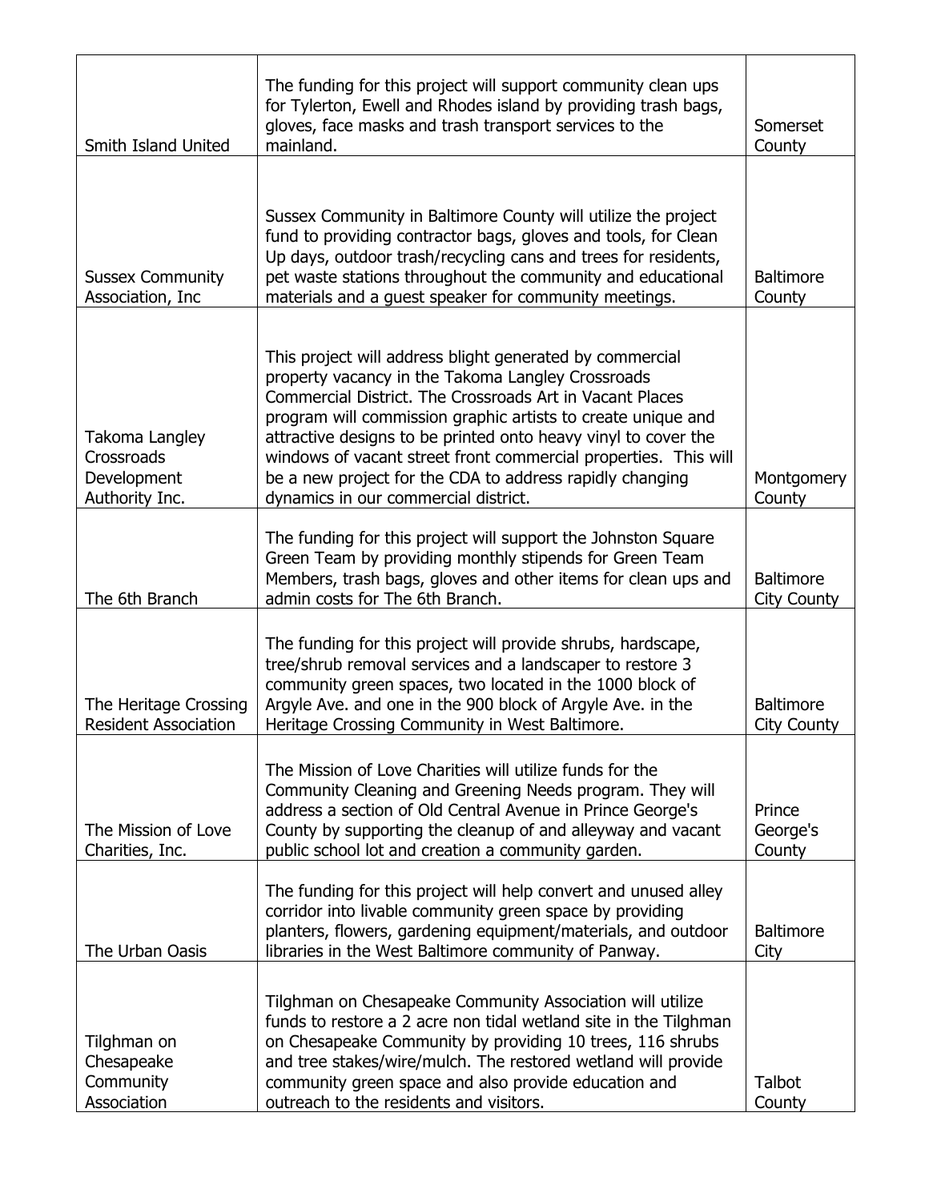| | | |
|---|---|---|
| Smith Island United | The funding for this project will support community clean ups for Tylerton, Ewell and Rhodes island by providing trash bags, gloves, face masks and trash transport services to the mainland. | Somerset County |
| Sussex Community Association, Inc | Sussex Community in Baltimore County will utilize the project fund to providing contractor bags, gloves and tools, for Clean Up days, outdoor trash/recycling cans and trees for residents, pet waste stations throughout the community and educational materials and a guest speaker for community meetings. | Baltimore County |
| Takoma Langley Crossroads Development Authority Inc. | This project will address blight generated by commercial property vacancy in the Takoma Langley Crossroads Commercial District. The Crossroads Art in Vacant Places program will commission graphic artists to create unique and attractive designs to be printed onto heavy vinyl to cover the windows of vacant street front commercial properties. This will be a new project for the CDA to address rapidly changing dynamics in our commercial district. | Montgomery County |
| The 6th Branch | The funding for this project will support the Johnston Square Green Team by providing monthly stipends for Green Team Members, trash bags, gloves and other items for clean ups and admin costs for The 6th Branch. | Baltimore City County |
| The Heritage Crossing Resident Association | The funding for this project will provide shrubs, hardscape, tree/shrub removal services and a landscaper to restore 3 community green spaces, two located in the 1000 block of Argyle Ave. and one in the 900 block of Argyle Ave. in the Heritage Crossing Community in West Baltimore. | Baltimore City County |
| The Mission of Love Charities, Inc. | The Mission of Love Charities will utilize funds for the Community Cleaning and Greening Needs program. They will address a section of Old Central Avenue in Prince George's County by supporting the cleanup of and alleyway and vacant public school lot and creation a community garden. | Prince George's County |
| The Urban Oasis | The funding for this project will help convert and unused alley corridor into livable community green space by providing planters, flowers, gardening equipment/materials, and outdoor libraries in the West Baltimore community of Panway. | Baltimore City |
| Tilghman on Chesapeake Community Association | Tilghman on Chesapeake Community Association will utilize funds to restore a 2 acre non tidal wetland site in the Tilghman on Chesapeake Community by providing 10 trees, 116 shrubs and tree stakes/wire/mulch. The restored wetland will provide community green space and also provide education and outreach to the residents and visitors. | Talbot County |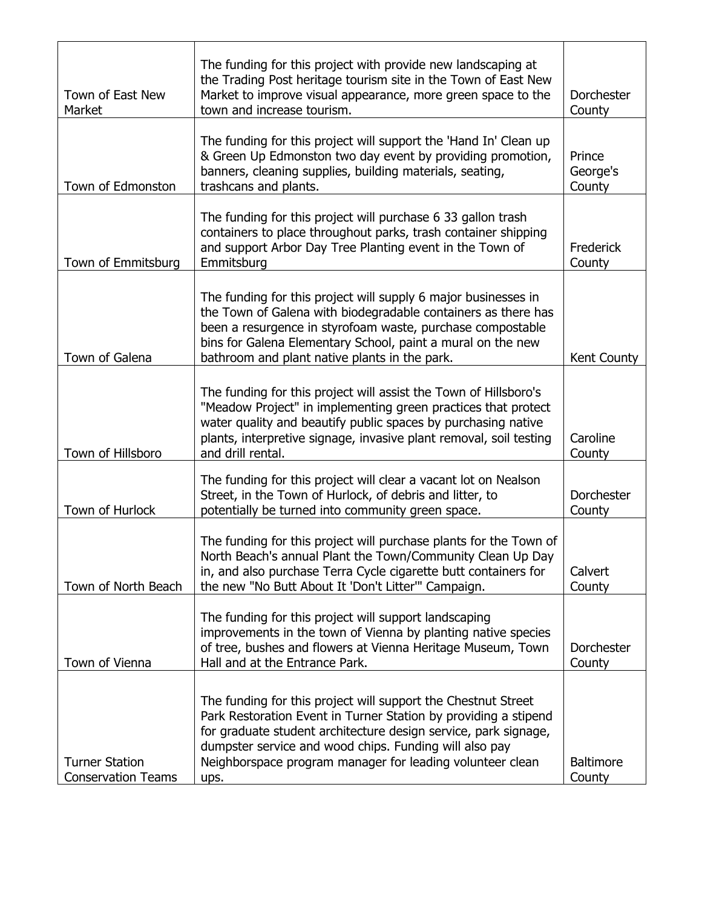| | | |
|---|---|---|
| Town of East New Market | The funding for this project with provide new landscaping at the Trading Post heritage tourism site in the Town of East New Market to improve visual appearance, more green space to the town and increase tourism. | Dorchester County |
| Town of Edmonston | The funding for this project will support the 'Hand In' Clean up & Green Up Edmonston two day event by providing promotion, banners, cleaning supplies, building materials, seating, trashcans and plants. | Prince George's County |
| Town of Emmitsburg | The funding for this project will purchase 6 33 gallon trash containers to place throughout parks, trash container shipping and support Arbor Day Tree Planting event in the Town of Emmitsburg | Frederick County |
| Town of Galena | The funding for this project will supply 6 major businesses in the Town of Galena with biodegradable containers as there has been a resurgence in styrofoam waste, purchase compostable bins for Galena Elementary School, paint a mural on the new bathroom and plant native plants in the park. | Kent County |
| Town of Hillsboro | The funding for this project will assist the Town of Hillsboro's "Meadow Project" in implementing green practices that protect water quality and beautify public spaces by purchasing native plants, interpretive signage, invasive plant removal, soil testing and drill rental. | Caroline County |
| Town of Hurlock | The funding for this project will clear a vacant lot on Nealson Street, in the Town of Hurlock, of debris and litter, to potentially be turned into community green space. | Dorchester County |
| Town of North Beach | The funding for this project will purchase plants for the Town of North Beach's annual Plant the Town/Community Clean Up Day in, and also purchase Terra Cycle cigarette butt containers for the new "No Butt About It 'Don't Litter'" Campaign. | Calvert County |
| Town of Vienna | The funding for this project will support landscaping improvements in the town of Vienna by planting native species of tree, bushes and flowers at Vienna Heritage Museum, Town Hall and at the Entrance Park. | Dorchester County |
| Turner Station Conservation Teams | The funding for this project will support the Chestnut Street Park Restoration Event in Turner Station by providing a stipend for graduate student architecture design service, park signage, dumpster service and wood chips. Funding will also pay Neighborspace program manager for leading volunteer clean ups. | Baltimore County |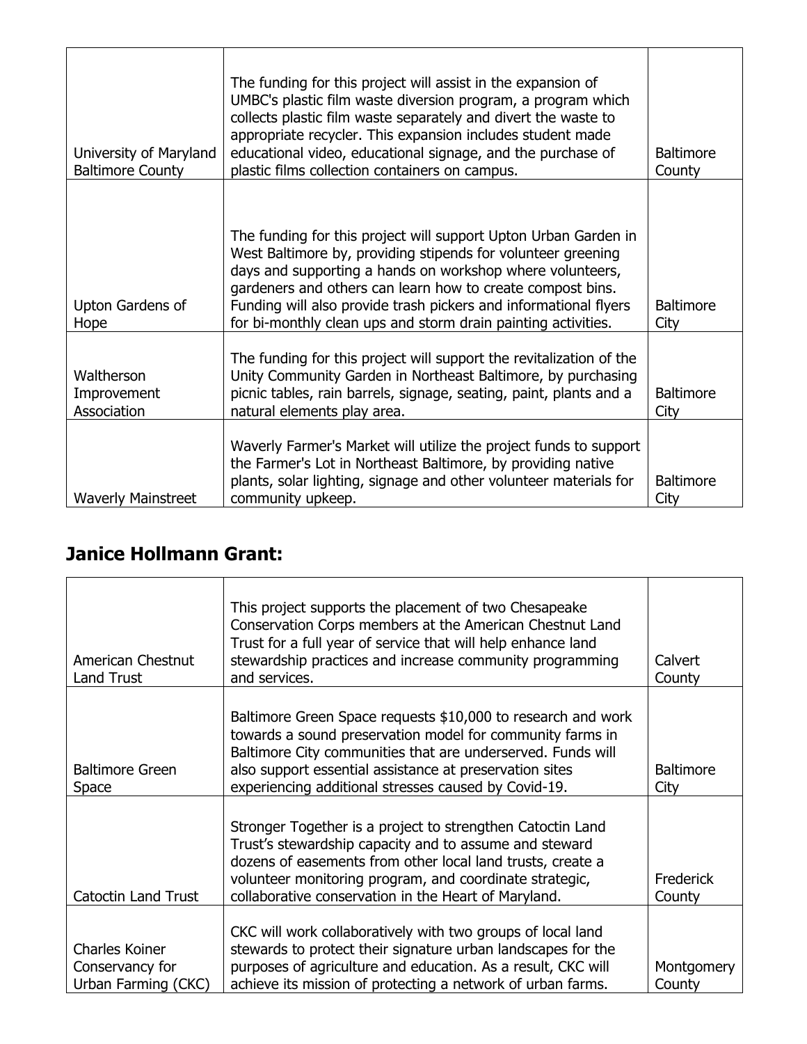| | | |
|---|---|---|
| University of Maryland Baltimore County | The funding for this project will assist in the expansion of UMBC's plastic film waste diversion program, a program which collects plastic film waste separately and divert the waste to appropriate recycler. This expansion includes student made educational video, educational signage, and the purchase of plastic films collection containers on campus. | Baltimore County |
| Upton Gardens of Hope | The funding for this project will support Upton Urban Garden in West Baltimore by, providing stipends for volunteer greening days and supporting a hands on workshop where volunteers, gardeners and others can learn how to create compost bins. Funding will also provide trash pickers and informational flyers for bi-monthly clean ups and storm drain painting activities. | Baltimore City |
| Waltherson Improvement Association | The funding for this project will support the revitalization of the Unity Community Garden in Northeast Baltimore, by purchasing picnic tables, rain barrels, signage, seating, paint, plants and a natural elements play area. | Baltimore City |
| Waverly Mainstreet | Waverly Farmer's Market will utilize the project funds to support the Farmer's Lot in Northeast Baltimore, by providing native plants, solar lighting, signage and other volunteer materials for community upkeep. | Baltimore City |

## Janice Hollmann Grant:

| | | |
|---|---|---|
| American Chestnut Land Trust | This project supports the placement of two Chesapeake Conservation Corps members at the American Chestnut Land Trust for a full year of service that will help enhance land stewardship practices and increase community programming and services. | Calvert County |
| Baltimore Green Space | Baltimore Green Space requests $10,000 to research and work towards a sound preservation model for community farms in Baltimore City communities that are underserved. Funds will also support essential assistance at preservation sites experiencing additional stresses caused by Covid-19. | Baltimore City |
| Catoctin Land Trust | Stronger Together is a project to strengthen Catoctin Land Trust's stewardship capacity and to assume and steward dozens of easements from other local land trusts, create a volunteer monitoring program, and coordinate strategic, collaborative conservation in the Heart of Maryland. | Frederick County |
| Charles Koiner Conservancy for Urban Farming (CKC) | CKC will work collaboratively with two groups of local land stewards to protect their signature urban landscapes for the purposes of agriculture and education. As a result, CKC will achieve its mission of protecting a network of urban farms. | Montgomery County |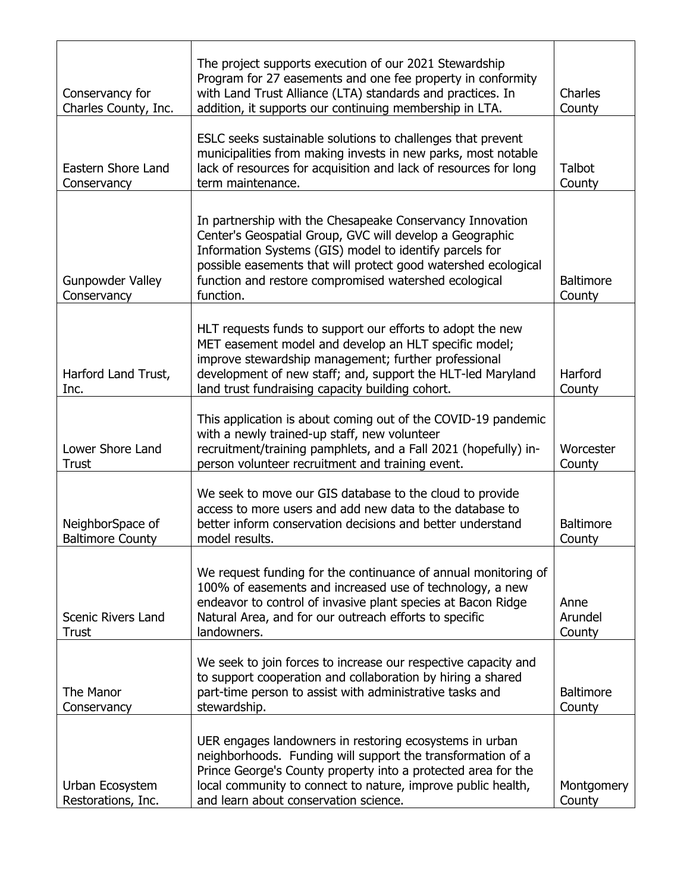| | | |
|---|---|---|
| Conservancy for Charles County, Inc. | The project supports execution of our 2021 Stewardship Program for 27 easements and one fee property in conformity with Land Trust Alliance (LTA) standards and practices. In addition, it supports our continuing membership in LTA. | Charles County |
| Eastern Shore Land Conservancy | ESLC seeks sustainable solutions to challenges that prevent municipalities from making invests in new parks, most notable lack of resources for acquisition and lack of resources for long term maintenance. | Talbot County |
| Gunpowder Valley Conservancy | In partnership with the Chesapeake Conservancy Innovation Center's Geospatial Group, GVC will develop a Geographic Information Systems (GIS) model to identify parcels for possible easements that will protect good watershed ecological function and restore compromised watershed ecological function. | Baltimore County |
| Harford Land Trust, Inc. | HLT requests funds to support our efforts to adopt the new MET easement model and develop an HLT specific model; improve stewardship management; further professional development of new staff; and, support the HLT-led Maryland land trust fundraising capacity building cohort. | Harford County |
| Lower Shore Land Trust | This application is about coming out of the COVID-19 pandemic with a newly trained-up staff, new volunteer recruitment/training pamphlets, and a Fall 2021 (hopefully) in-person volunteer recruitment and training event. | Worcester County |
| NeighborSpace of Baltimore County | We seek to move our GIS database to the cloud to provide access to more users and add new data to the database to better inform conservation decisions and better understand model results. | Baltimore County |
| Scenic Rivers Land Trust | We request funding for the continuance of annual monitoring of 100% of easements and increased use of technology, a new endeavor to control of invasive plant species at Bacon Ridge Natural Area, and for our outreach efforts to specific landowners. | Anne Arundel County |
| The Manor Conservancy | We seek to join forces to increase our respective capacity and to support cooperation and collaboration by hiring a shared part-time person to assist with administrative tasks and stewardship. | Baltimore County |
| Urban Ecosystem Restorations, Inc. | UER engages landowners in restoring ecosystems in urban neighborhoods. Funding will support the transformation of a Prince George's County property into a protected area for the local community to connect to nature, improve public health, and learn about conservation science. | Montgomery County |